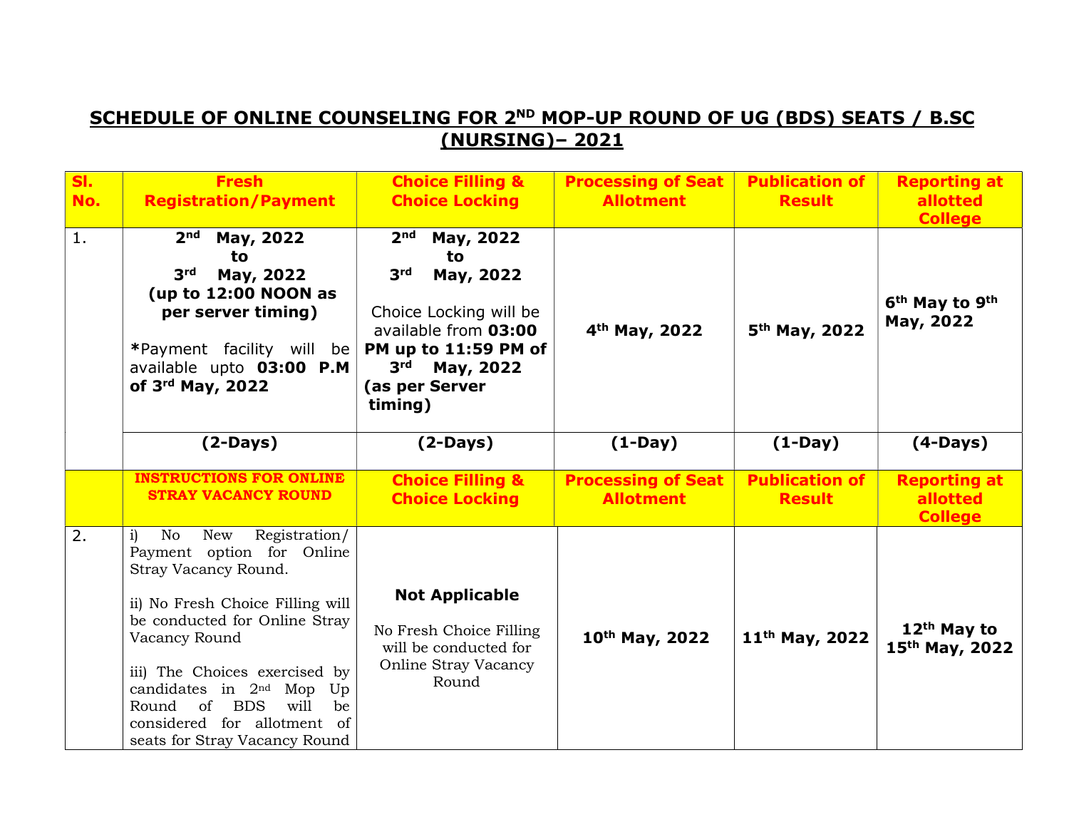# SCHEDULE OF ONLINE COUNSELING FOR 2ND MOP-UP ROUND OF UG (BDS) SEATS / B.SC (NURSING)– 2021

| Sl. No. | Fresh Registration/Payment | Choice Filling & Choice Locking | Processing of Seat Allotment | Publication of Result | Reporting at allotted College |
|---|---|---|---|---|---|
| 1. | **2nd May, 2022 to 3rd May, 2022 (up to 12:00 NOON as per server timing)** <br><br> ***Payment facility will be available upto 03:00 P.M of 3rd May, 2022** | **2nd May, 2022 to 3rd May, 2022** <br><br> Choice Locking will be available from **03:00 PM up to 11:59 PM of 3rd May, 2022 (as per Server timing)** | **4th May, 2022** | **5th May, 2022** | **6th May to 9th May, 2022** |
| | **(2-Days)** | **(2-Days)** | **(1-Day)** | **(1-Day)** | **(4-Days)** |
| | **INSTRUCTIONS FOR ONLINE STRAY VACANCY ROUND** | **Choice Filling & Choice Locking** | **Processing of Seat Allotment** | **Publication of Result** | **Reporting at allotted College** |
| 2. | i) No New Registration/ Payment option for Online Stray Vacancy Round. <br><br> ii) No Fresh Choice Filling will be conducted for Online Stray Vacancy Round <br><br> iii) The Choices exercised by candidates in 2nd Mop Up Round of BDS will be considered for allotment of seats for Stray Vacancy Round | **Not Applicable** <br><br> No Fresh Choice Filling will be conducted for Online Stray Vacancy Round | **10th May, 2022** | **11th May, 2022** | **12th May to 15th May, 2022** |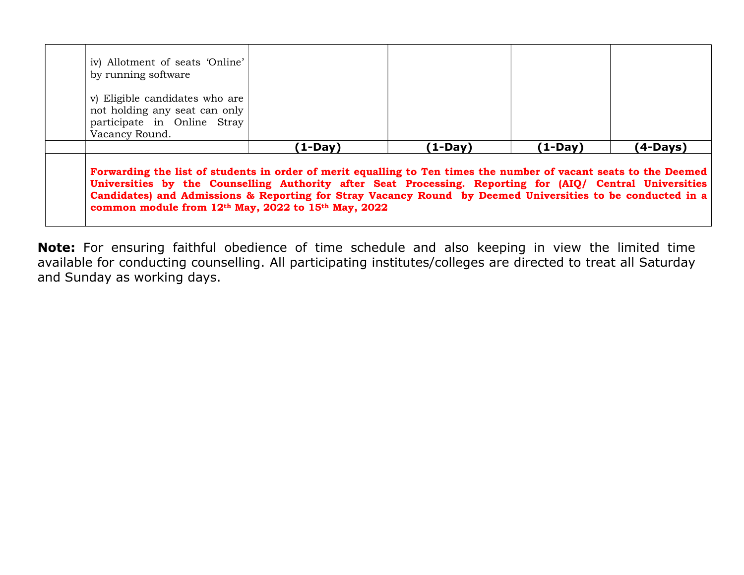| | | | | | |
|---|---|---|---|---|---|
| | iv) Allotment of seats 'Online' by running software<br><br>v) Eligible candidates who are not holding any seat can only participate in Online Stray Vacancy Round. | | | | |
| | | **(1-Day)** | **(1-Day)** | **(1-Day)** | **(4-Days)** |
| | **Forwarding the list of students in order of merit equalling to Ten times the number of vacant seats to the Deemed Universities by the Counselling Authority after Seat Processing. Reporting for (AIQ/ Central Universities Candidates) and Admissions & Reporting for Stray Vacancy Round by Deemed Universities to be conducted in a common module from 12th May, 2022 to 15th May, 2022** | | | | |

**Note:** For ensuring faithful obedience of time schedule and also keeping in view the limited time available for conducting counselling. All participating institutes/colleges are directed to treat all Saturday and Sunday as working days.